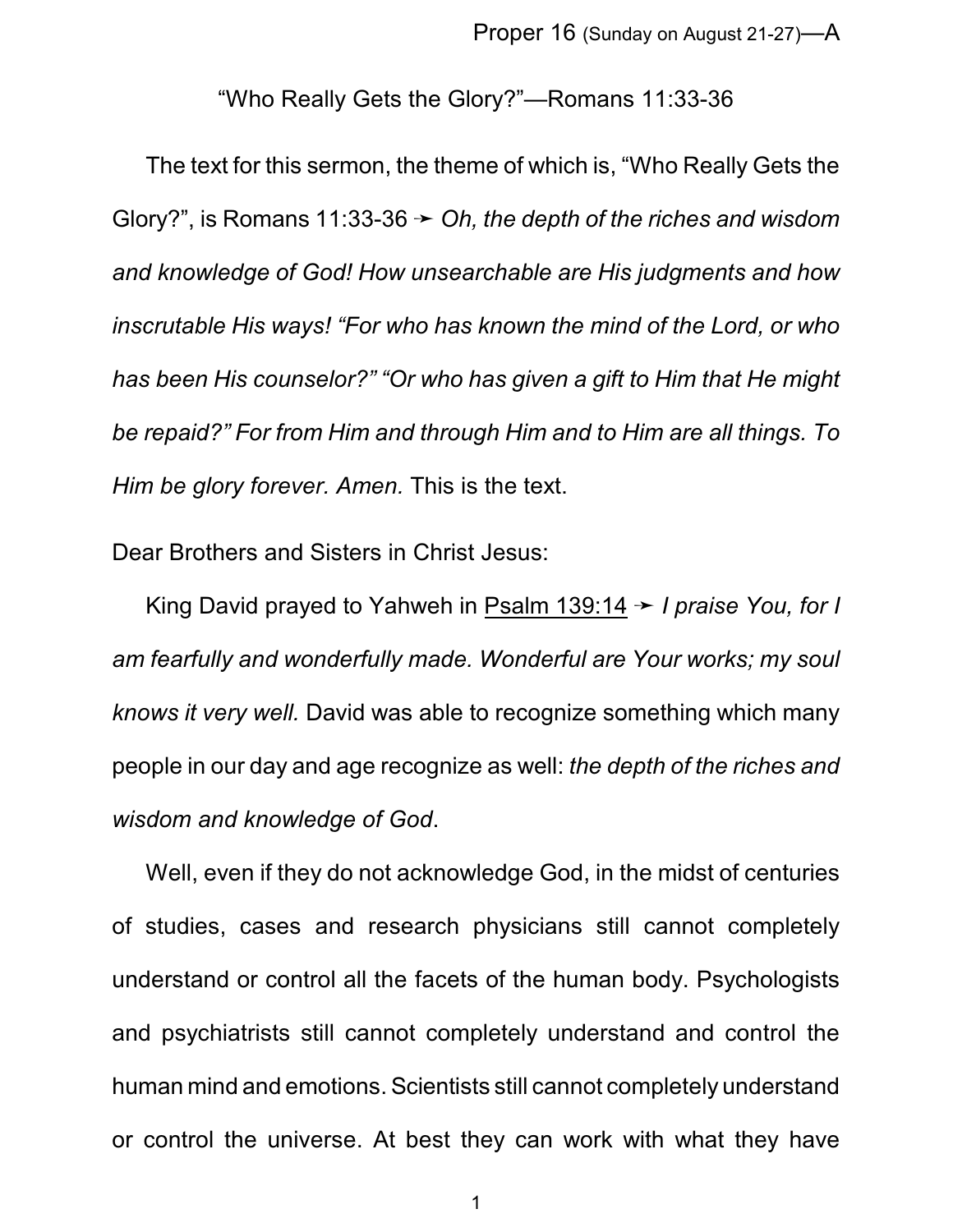Proper 16 (Sunday on August 21-27)—A

## "Who Really Gets the Glory?"—Romans 11:33-36

The text for this sermon, the theme of which is, "Who Really Gets the Glory?", is Romans 11:33-36 ➛ *Oh, the depth of the riches and wisdom and knowledge of God! How unsearchable are His judgments and how inscrutable His ways! "For who has known the mind of the Lord, or who has been His counselor?" "Or who has given a gift to Him that He might be repaid?" For from Him and through Him and to Him are all things. To Him be glory forever. Amen.* This is the text.

Dear Brothers and Sisters in Christ Jesus:

King David prayed to Yahweh in Psalm 139:14 ➛ *I praise You, for I am fearfully and wonderfully made. Wonderful are Your works; my soul knows it very well.* David was able to recognize something which many people in our day and age recognize as well: *the depth of the riches and wisdom and knowledge of God*.

Well, even if they do not acknowledge God, in the midst of centuries of studies, cases and research physicians still cannot completely understand or control all the facets of the human body. Psychologists and psychiatrists still cannot completely understand and control the human mind and emotions. Scientists still cannot completely understand or control the universe. At best they can work with what they have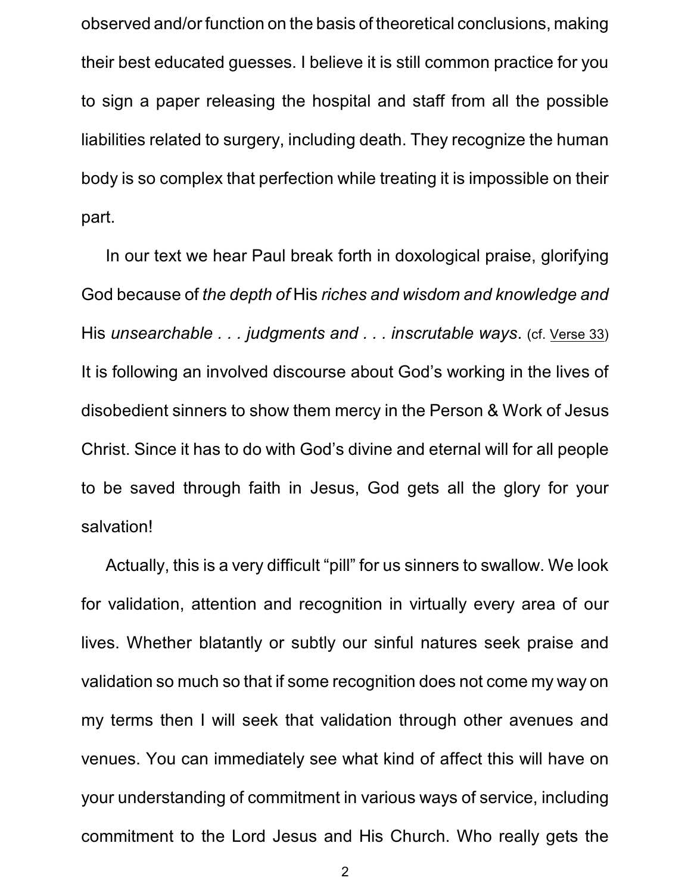observed and/or function on the basis of theoretical conclusions, making their best educated guesses. I believe it is still common practice for you to sign a paper releasing the hospital and staff from all the possible liabilities related to surgery, including death. They recognize the human body is so complex that perfection while treating it is impossible on their part.

In our text we hear Paul break forth in doxological praise, glorifying God because of *the depth of* His *riches and wisdom and knowledge and* His *unsearchable . . . judgments and . . . inscrutable ways*. (cf. Verse 33) It is following an involved discourse about God's working in the lives of disobedient sinners to show them mercy in the Person & Work of Jesus Christ. Since it has to do with God's divine and eternal will for all people to be saved through faith in Jesus, God gets all the glory for your salvation!

Actually, this is a very difficult "pill" for us sinners to swallow. We look for validation, attention and recognition in virtually every area of our lives. Whether blatantly or subtly our sinful natures seek praise and validation so much so that if some recognition does not come my way on my terms then I will seek that validation through other avenues and venues. You can immediately see what kind of affect this will have on your understanding of commitment in various ways of service, including commitment to the Lord Jesus and His Church. Who really gets the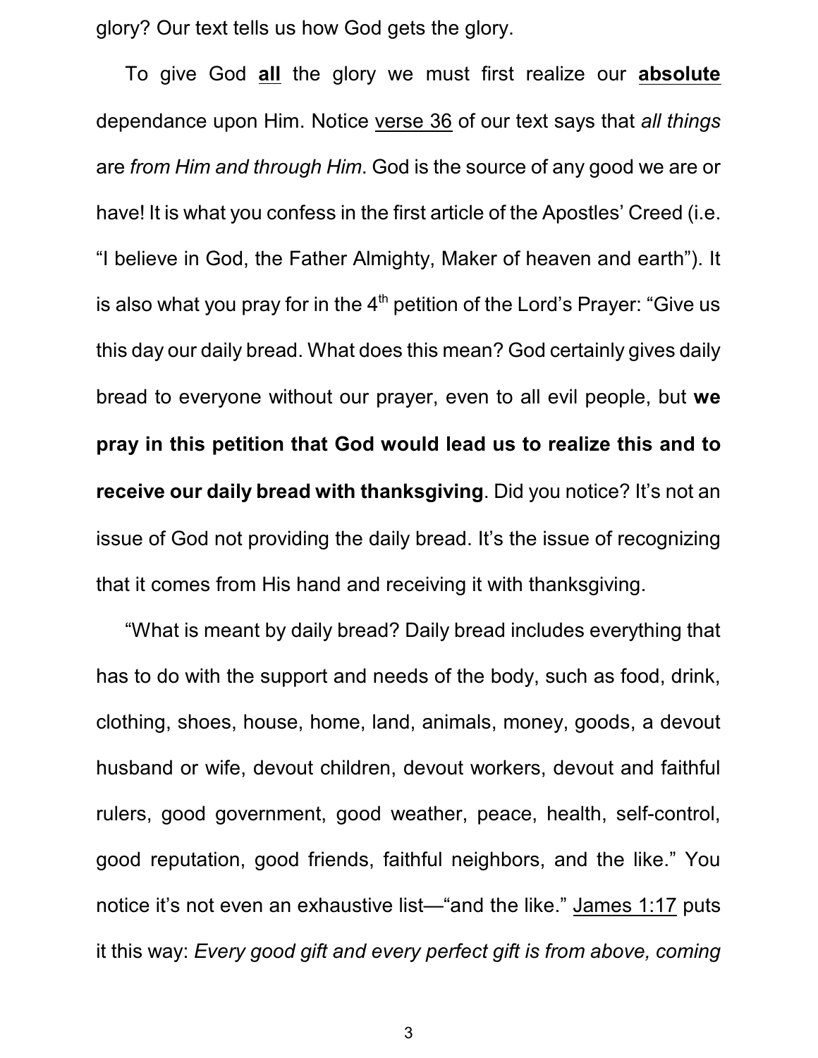glory? Our text tells us how God gets the glory.

To give God **<u>all</u>** the glory we must first realize our **<u>absolute</u>** dependance upon Him. Notice <u>verse 36</u> of our text says that *all things* are *from Him and through Him*. God is the source of any good we are or have! It is what you confess in the first article of the Apostles' Creed (i.e. "I believe in God, the Father Almighty, Maker of heaven and earth"). It is also what you pray for in the 4th petition of the Lord's Prayer: "Give us this day our daily bread. What does this mean? God certainly gives daily bread to everyone without our prayer, even to all evil people, but **we pray in this petition that God would lead us to realize this and to receive our daily bread with thanksgiving**. Did you notice? It's not an issue of God not providing the daily bread. It's the issue of recognizing that it comes from His hand and receiving it with thanksgiving.

"What is meant by daily bread? Daily bread includes everything that has to do with the support and needs of the body, such as food, drink, clothing, shoes, house, home, land, animals, money, goods, a devout husband or wife, devout children, devout workers, devout and faithful rulers, good government, good weather, peace, health, self-control, good reputation, good friends, faithful neighbors, and the like." You notice it's not even an exhaustive list—"and the like." <u>James 1:17</u> puts it this way: *Every good gift and every perfect gift is from above, coming*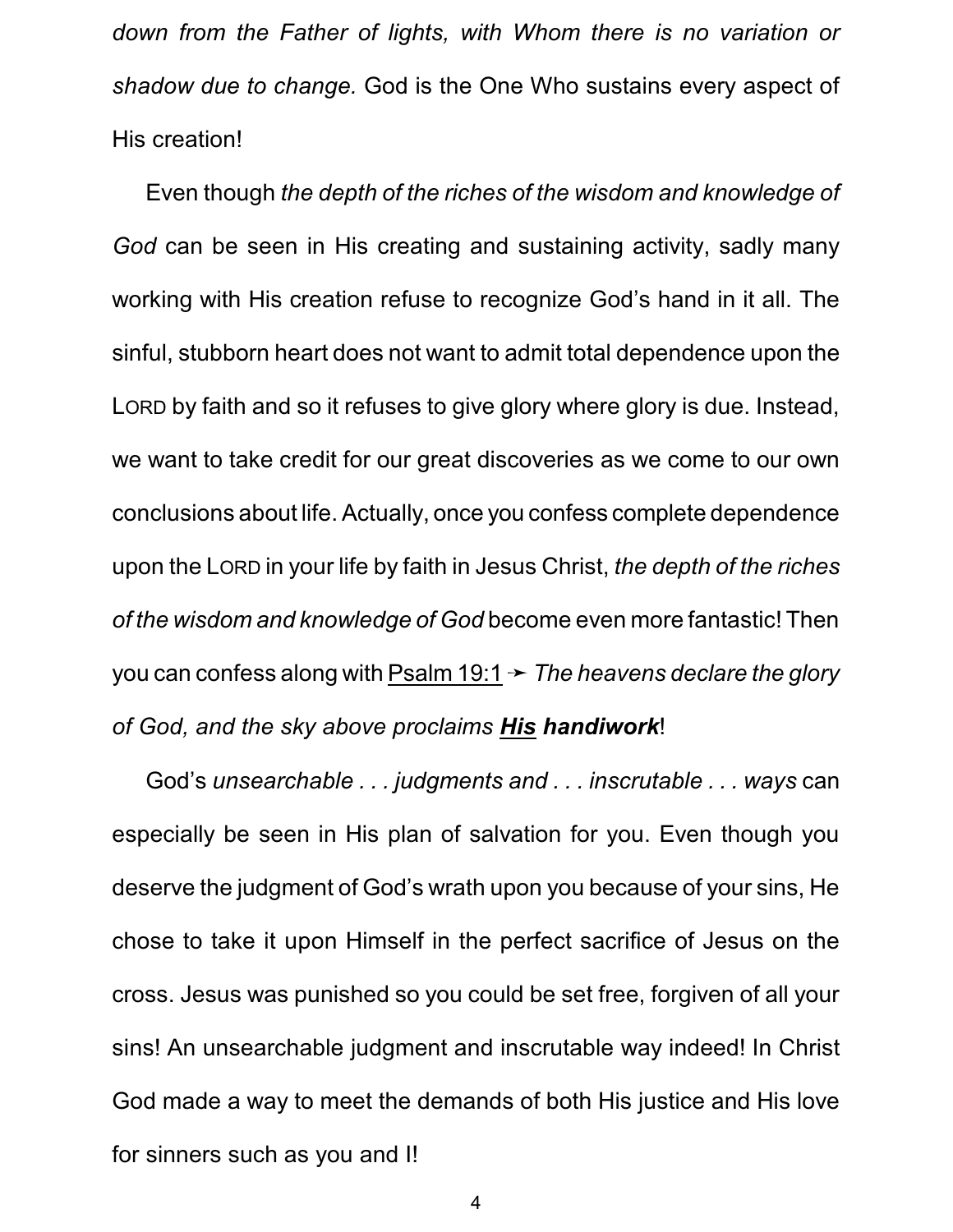*down from the Father of lights, with Whom there is no variation or shadow due to change.* God is the One Who sustains every aspect of His creation!

Even though *the depth of the riches of the wisdom and knowledge of God* can be seen in His creating and sustaining activity, sadly many working with His creation refuse to recognize God's hand in it all. The sinful, stubborn heart does not want to admit total dependence upon the LORD by faith and so it refuses to give glory where glory is due. Instead, we want to take credit for our great discoveries as we come to our own conclusions about life. Actually, once you confess complete dependence upon the LORD in your life by faith in Jesus Christ, *the depth of the riches of the wisdom and knowledge of God* become even more fantastic! Then you can confess along with Psalm 19:1 ➛ *The heavens declare the glory of God, and the sky above proclaims **His handiwork**!*

God's *unsearchable . . . judgments and . . . inscrutable . . . ways* can especially be seen in His plan of salvation for you. Even though you deserve the judgment of God's wrath upon you because of your sins, He chose to take it upon Himself in the perfect sacrifice of Jesus on the cross. Jesus was punished so you could be set free, forgiven of all your sins! An unsearchable judgment and inscrutable way indeed! In Christ God made a way to meet the demands of both His justice and His love for sinners such as you and I!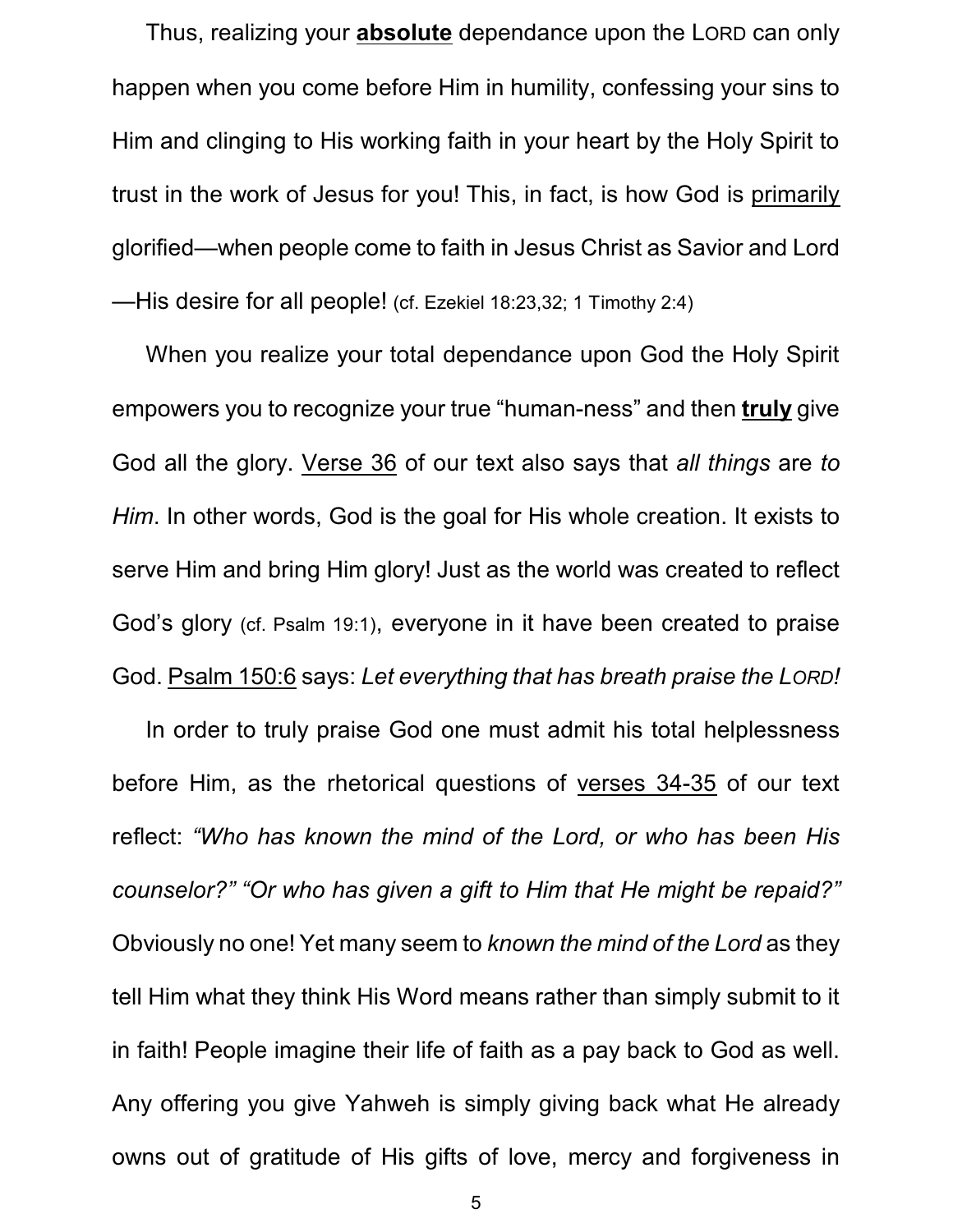Thus, realizing your **absolute** dependance upon the LORD can only happen when you come before Him in humility, confessing your sins to Him and clinging to His working faith in your heart by the Holy Spirit to trust in the work of Jesus for you! This, in fact, is how God is primarily glorified—when people come to faith in Jesus Christ as Savior and Lord—His desire for all people! (cf. Ezekiel 18:23,32; 1 Timothy 2:4)

When you realize your total dependance upon God the Holy Spirit empowers you to recognize your true "human-ness" and then **truly** give God all the glory. Verse 36 of our text also says that *all things* are *to Him*. In other words, God is the goal for His whole creation. It exists to serve Him and bring Him glory! Just as the world was created to reflect God's glory (cf. Psalm 19:1), everyone in it have been created to praise God. Psalm 150:6 says: *Let everything that has breath praise the LORD!*

In order to truly praise God one must admit his total helplessness before Him, as the rhetorical questions of verses 34-35 of our text reflect: *"Who has known the mind of the Lord, or who has been His counselor?" "Or who has given a gift to Him that He might be repaid?"* Obviously no one! Yet many seem to *known the mind of the Lord* as they tell Him what they think His Word means rather than simply submit to it in faith! People imagine their life of faith as a pay back to God as well. Any offering you give Yahweh is simply giving back what He already owns out of gratitude of His gifts of love, mercy and forgiveness in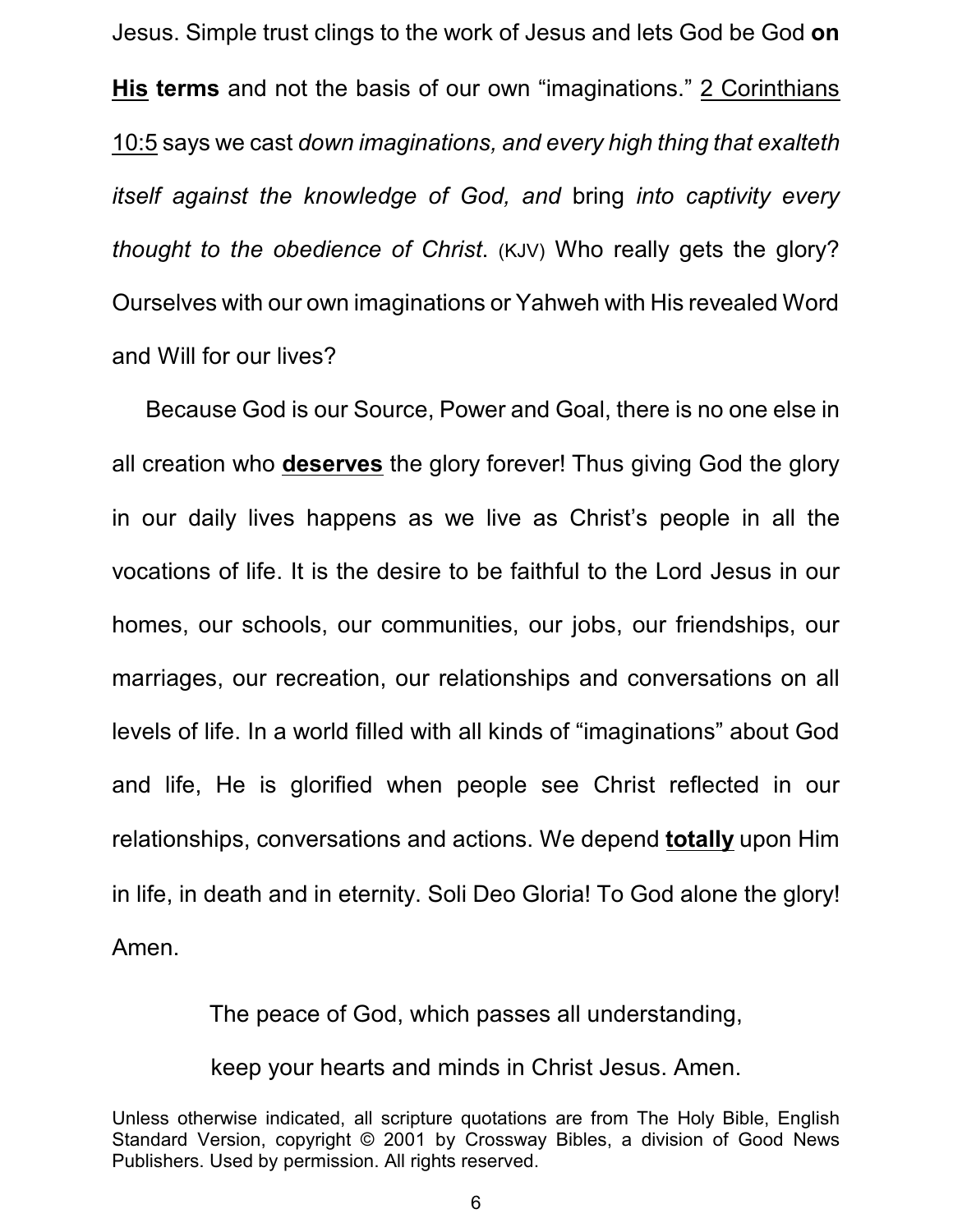Jesus. Simple trust clings to the work of Jesus and lets God be God **on <u>His</u> terms** and not the basis of our own "imaginations." <u>2 Corinthians 10:5</u> says we cast *down imaginations, and every high thing that exalteth itself against the knowledge of God, and* bring *into captivity every thought to the obedience of Christ*. (KJV) Who really gets the glory? Ourselves with our own imaginations or Yahweh with His revealed Word and Will for our lives?

Because God is our Source, Power and Goal, there is no one else in all creation who **<u>deserves</u>** the glory forever! Thus giving God the glory in our daily lives happens as we live as Christ's people in all the vocations of life. It is the desire to be faithful to the Lord Jesus in our homes, our schools, our communities, our jobs, our friendships, our marriages, our recreation, our relationships and conversations on all levels of life. In a world filled with all kinds of "imaginations" about God and life, He is glorified when people see Christ reflected in our relationships, conversations and actions. We depend **<u>totally</u>** upon Him in life, in death and in eternity. Soli Deo Gloria! To God alone the glory! Amen.

The peace of God, which passes all understanding,

keep your hearts and minds in Christ Jesus. Amen.

Unless otherwise indicated, all scripture quotations are from The Holy Bible, English Standard Version, copyright © 2001 by Crossway Bibles, a division of Good News Publishers. Used by permission. All rights reserved.